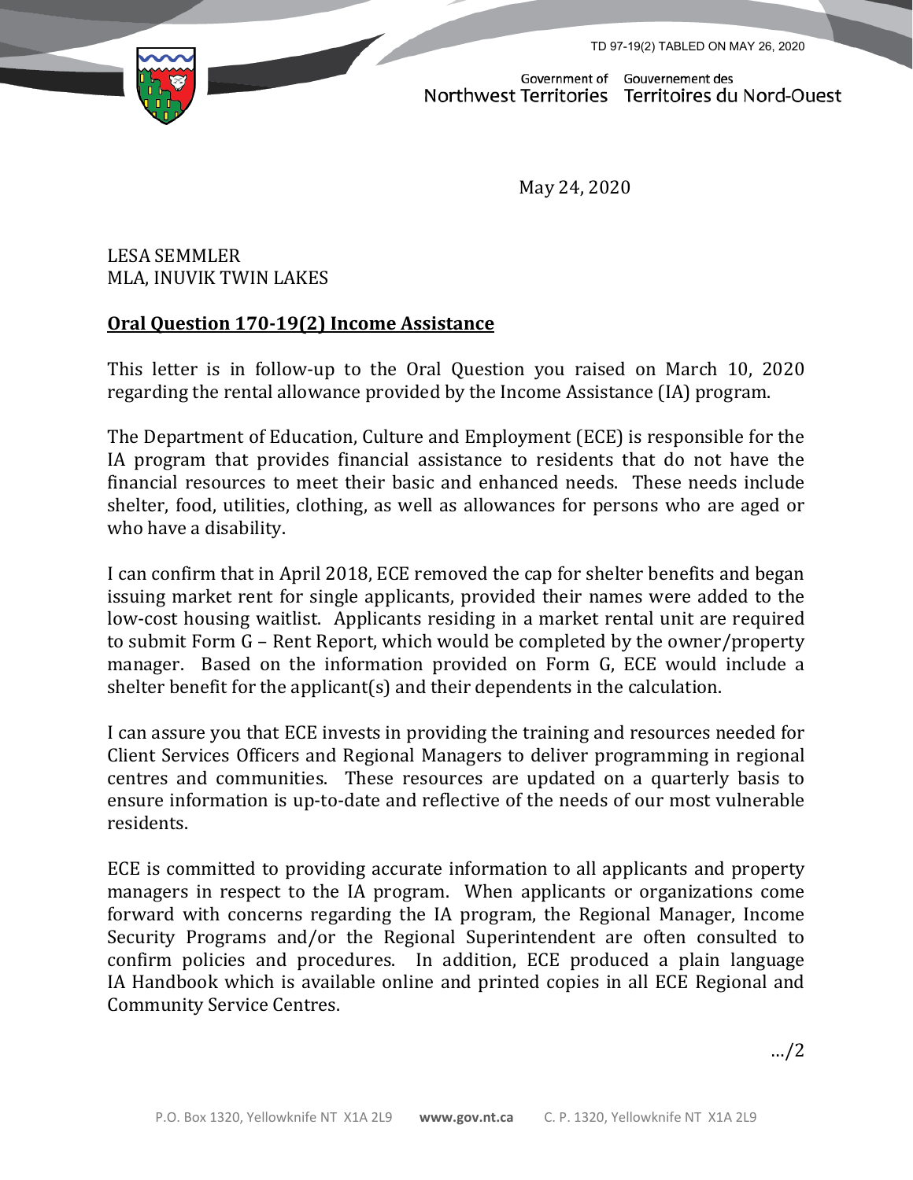TD 97-19(2) TABLED ON MAY 26, 2020

Government of Northwest Territories / Gouvernement des Territoires du Nord-Ouest

May 24, 2020

LESA SEMMLER
MLA, INUVIK TWIN LAKES

**Oral Question 170-19(2) Income Assistance**

This letter is in follow-up to the Oral Question you raised on March 10, 2020 regarding the rental allowance provided by the Income Assistance (IA) program.

The Department of Education, Culture and Employment (ECE) is responsible for the IA program that provides financial assistance to residents that do not have the financial resources to meet their basic and enhanced needs. These needs include shelter, food, utilities, clothing, as well as allowances for persons who are aged or who have a disability.

I can confirm that in April 2018, ECE removed the cap for shelter benefits and began issuing market rent for single applicants, provided their names were added to the low-cost housing waitlist. Applicants residing in a market rental unit are required to submit Form G – Rent Report, which would be completed by the owner/property manager. Based on the information provided on Form G, ECE would include a shelter benefit for the applicant(s) and their dependents in the calculation.

I can assure you that ECE invests in providing the training and resources needed for Client Services Officers and Regional Managers to deliver programming in regional centres and communities. These resources are updated on a quarterly basis to ensure information is up-to-date and reflective of the needs of our most vulnerable residents.

ECE is committed to providing accurate information to all applicants and property managers in respect to the IA program. When applicants or organizations come forward with concerns regarding the IA program, the Regional Manager, Income Security Programs and/or the Regional Superintendent are often consulted to confirm policies and procedures. In addition, ECE produced a plain language IA Handbook which is available online and printed copies in all ECE Regional and Community Service Centres.

…/2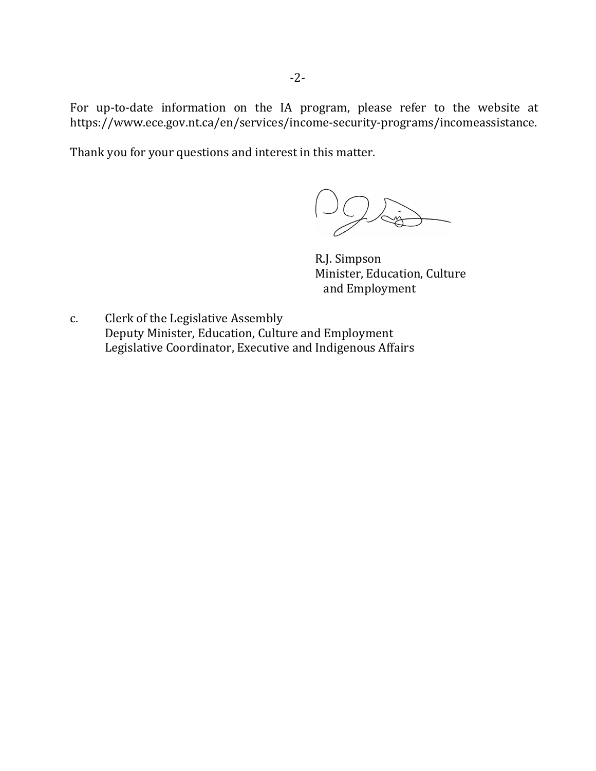For up-to-date information on the IA program, please refer to the website at https://www.ece.gov.nt.ca/en/services/income-security-programs/incomeassistance.

Thank you for your questions and interest in this matter.

R.J. Simpson
Minister, Education, Culture
and Employment

c. Clerk of the Legislative Assembly
Deputy Minister, Education, Culture and Employment
Legislative Coordinator, Executive and Indigenous Affairs